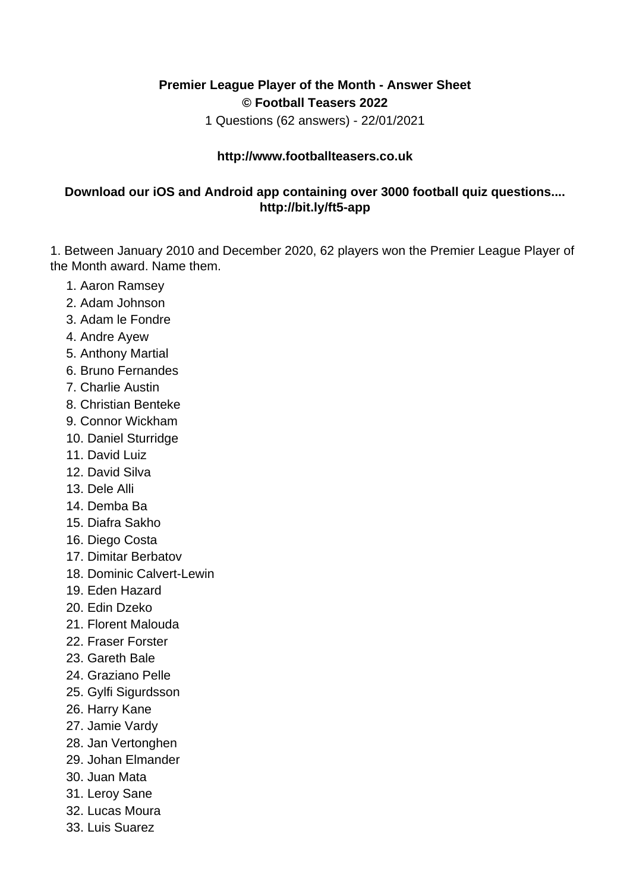**Premier League Player of the Month - Answer Sheet**
**© Football Teasers 2022**
1 Questions (62 answers) - 22/01/2021

**http://www.footballteasers.co.uk**

**Download our iOS and Android app containing over 3000 football quiz questions.... http://bit.ly/ft5-app**

1. Between January 2010 and December 2020, 62 players won the Premier League Player of the Month award. Name them.

    1. Aaron Ramsey
    2. Adam Johnson
    3. Adam le Fondre
    4. Andre Ayew
    5. Anthony Martial
    6. Bruno Fernandes
    7. Charlie Austin
    8. Christian Benteke
    9. Connor Wickham
    10. Daniel Sturridge
    11. David Luiz
    12. David Silva
    13. Dele Alli
    14. Demba Ba
    15. Diafra Sakho
    16. Diego Costa
    17. Dimitar Berbatov
    18. Dominic Calvert-Lewin
    19. Eden Hazard
    20. Edin Dzeko
    21. Florent Malouda
    22. Fraser Forster
    23. Gareth Bale
    24. Graziano Pelle
    25. Gylfi Sigurdsson
    26. Harry Kane
    27. Jamie Vardy
    28. Jan Vertonghen
    29. Johan Elmander
    30. Juan Mata
    31. Leroy Sane
    32. Lucas Moura
    33. Luis Suarez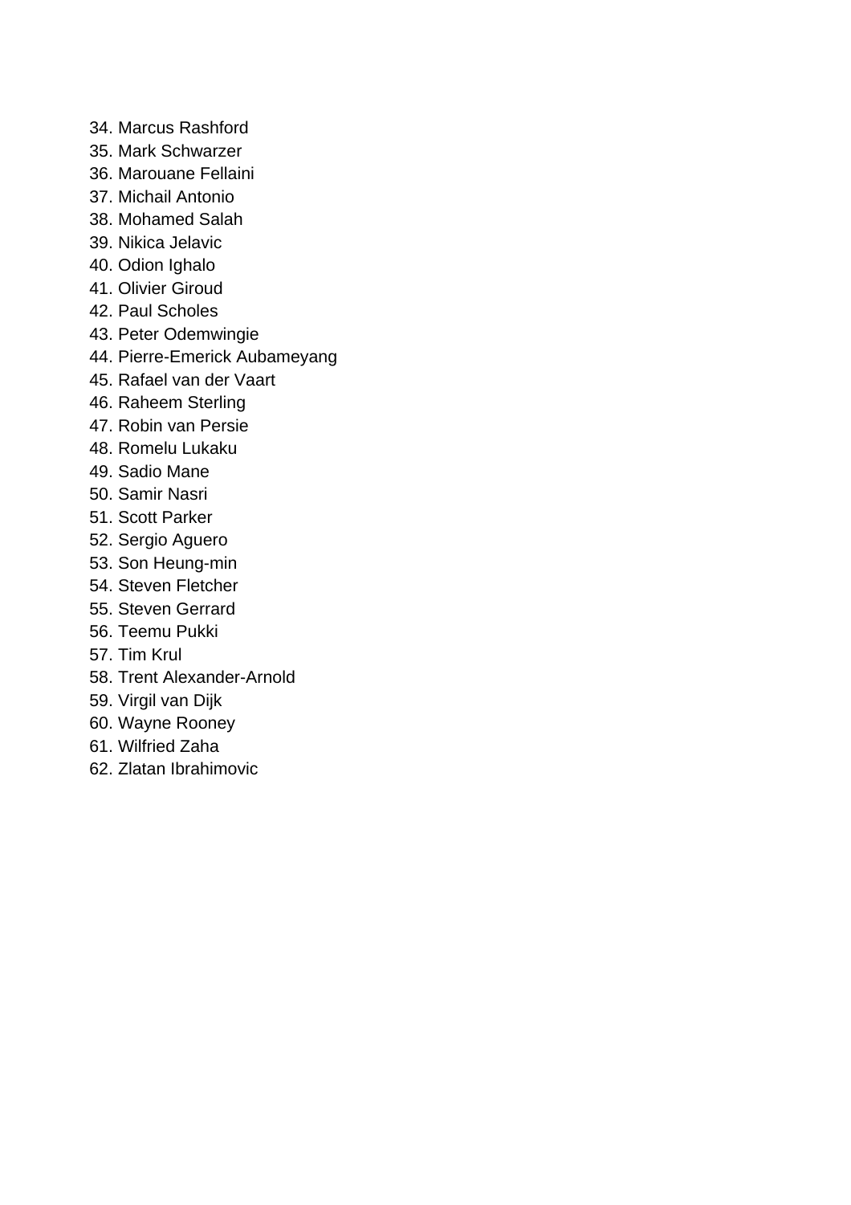34. Marcus Rashford
35. Mark Schwarzer
36. Marouane Fellaini
37. Michail Antonio
38. Mohamed Salah
39. Nikica Jelavic
40. Odion Ighalo
41. Olivier Giroud
42. Paul Scholes
43. Peter Odemwingie
44. Pierre-Emerick Aubameyang
45. Rafael van der Vaart
46. Raheem Sterling
47. Robin van Persie
48. Romelu Lukaku
49. Sadio Mane
50. Samir Nasri
51. Scott Parker
52. Sergio Aguero
53. Son Heung-min
54. Steven Fletcher
55. Steven Gerrard
56. Teemu Pukki
57. Tim Krul
58. Trent Alexander-Arnold
59. Virgil van Dijk
60. Wayne Rooney
61. Wilfried Zaha
62. Zlatan Ibrahimovic